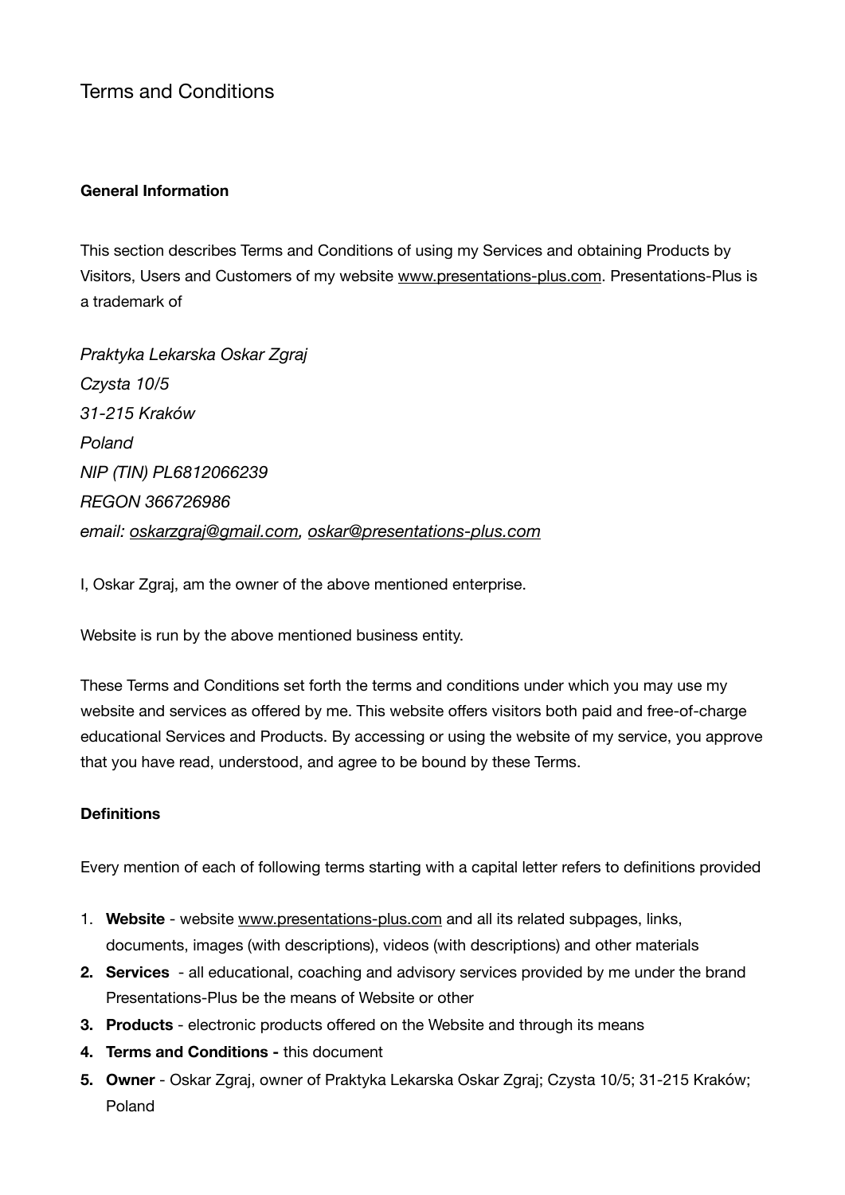# Terms and Conditions

**General Information**

This section describes Terms and Conditions of using my Services and obtaining Products by Visitors, Users and Customers of my website www.presentations-plus.com. Presentations-Plus is a trademark of

*Praktyka Lekarska Oskar Zgraj*
*Czysta 10/5*
*31-215 Kraków*
*Poland*
*NIP (TIN) PL6812066239*
*REGON 366726986*
*email: oskarzgraj@gmail.com, oskar@presentations-plus.com*

I, Oskar Zgraj, am the owner of the above mentioned enterprise.

Website is run by the above mentioned business entity.

These Terms and Conditions set forth the terms and conditions under which you may use my website and services as offered by me. This website offers visitors both paid and free-of-charge educational Services and Products. By accessing or using the website of my service, you approve that you have read, understood, and agree to be bound by these Terms.

**Definitions**

Every mention of each of following terms starting with a capital letter refers to definitions provided

1. **Website** - website www.presentations-plus.com and all its related subpages, links, documents, images (with descriptions), videos (with descriptions) and other materials
2. **Services** - all educational, coaching and advisory services provided by me under the brand Presentations-Plus be the means of Website or other
3. **Products** - electronic products offered on the Website and through its means
4. **Terms and Conditions -** this document
5. **Owner** - Oskar Zgraj, owner of Praktyka Lekarska Oskar Zgraj; Czysta 10/5; 31-215 Kraków; Poland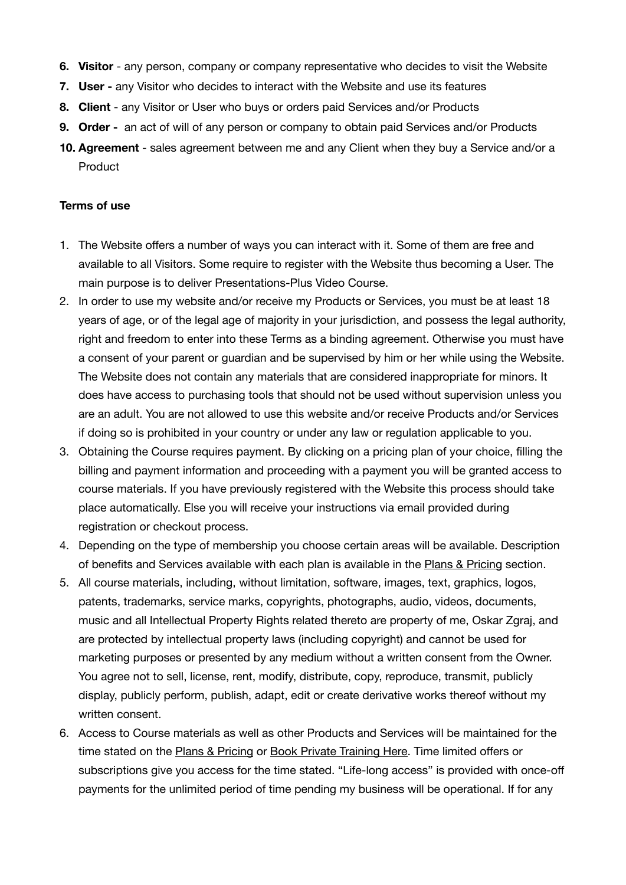6. **Visitor** - any person, company or company representative who decides to visit the Website
7. **User -** any Visitor who decides to interact with the Website and use its features
8. **Client** - any Visitor or User who buys or orders paid Services and/or Products
9. **Order -** an act of will of any person or company to obtain paid Services and/or Products
10. **Agreement** - sales agreement between me and any Client when they buy a Service and/or a Product

**Terms of use**

1. The Website offers a number of ways you can interact with it. Some of them are free and available to all Visitors. Some require to register with the Website thus becoming a User. The main purpose is to deliver Presentations-Plus Video Course.
2. In order to use my website and/or receive my Products or Services, you must be at least 18 years of age, or of the legal age of majority in your jurisdiction, and possess the legal authority, right and freedom to enter into these Terms as a binding agreement. Otherwise you must have a consent of your parent or guardian and be supervised by him or her while using the Website. The Website does not contain any materials that are considered inappropriate for minors. It does have access to purchasing tools that should not be used without supervision unless you are an adult. You are not allowed to use this website and/or receive Products and/or Services if doing so is prohibited in your country or under any law or regulation applicable to you.
3. Obtaining the Course requires payment. By clicking on a pricing plan of your choice, filling the billing and payment information and proceeding with a payment you will be granted access to course materials. If you have previously registered with the Website this process should take place automatically. Else you will receive your instructions via email provided during registration or checkout process.
4. Depending on the type of membership you choose certain areas will be available. Description of benefits and Services available with each plan is available in the Plans & Pricing section.
5. All course materials, including, without limitation, software, images, text, graphics, logos, patents, trademarks, service marks, copyrights, photographs, audio, videos, documents, music and all Intellectual Property Rights related thereto are property of me, Oskar Zgraj, and are protected by intellectual property laws (including copyright) and cannot be used for marketing purposes or presented by any medium without a written consent from the Owner. You agree not to sell, license, rent, modify, distribute, copy, reproduce, transmit, publicly display, publicly perform, publish, adapt, edit or create derivative works thereof without my written consent.
6. Access to Course materials as well as other Products and Services will be maintained for the time stated on the Plans & Pricing or Book Private Training Here. Time limited offers or subscriptions give you access for the time stated. "Life-long access" is provided with once-off payments for the unlimited period of time pending my business will be operational. If for any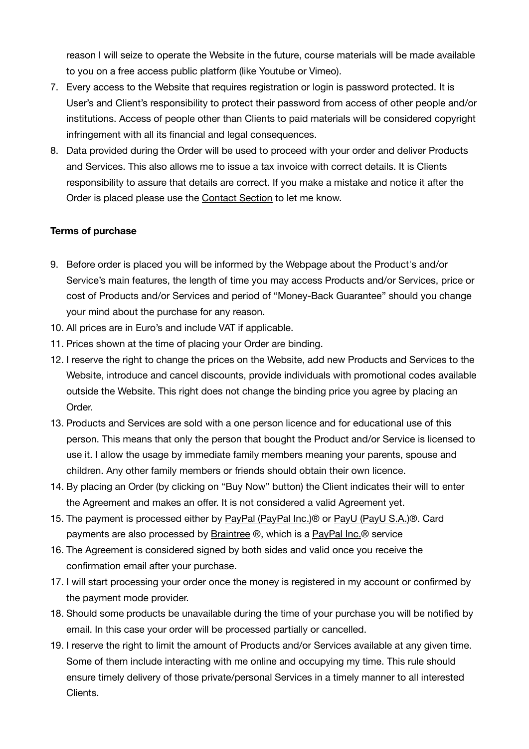reason I will seize to operate the Website in the future, course materials will be made available to you on a free access public platform (like Youtube or Vimeo).

7. Every access to the Website that requires registration or login is password protected. It is User's and Client's responsibility to protect their password from access of other people and/or institutions. Access of people other than Clients to paid materials will be considered copyright infringement with all its financial and legal consequences.
8. Data provided during the Order will be used to proceed with your order and deliver Products and Services. This also allows me to issue a tax invoice with correct details. It is Clients responsibility to assure that details are correct. If you make a mistake and notice it after the Order is placed please use the Contact Section to let me know.

**Terms of purchase**

9. Before order is placed you will be informed by the Webpage about the Product's and/or Service's main features, the length of time you may access Products and/or Services, price or cost of Products and/or Services and period of "Money-Back Guarantee" should you change your mind about the purchase for any reason.
10. All prices are in Euro's and include VAT if applicable.
11. Prices shown at the time of placing your Order are binding.
12. I reserve the right to change the prices on the Website, add new Products and Services to the Website, introduce and cancel discounts, provide individuals with promotional codes available outside the Website. This right does not change the binding price you agree by placing an Order.
13. Products and Services are sold with a one person licence and for educational use of this person. This means that only the person that bought the Product and/or Service is licensed to use it. I allow the usage by immediate family members meaning your parents, spouse and children. Any other family members or friends should obtain their own licence.
14. By placing an Order (by clicking on "Buy Now" button) the Client indicates their will to enter the Agreement and makes an offer. It is not considered a valid Agreement yet.
15. The payment is processed either by PayPal (PayPal Inc.)® or PayU (PayU S.A.)®. Card payments are also processed by Braintree ®, which is a PayPal Inc.® service
16. The Agreement is considered signed by both sides and valid once you receive the confirmation email after your purchase.
17. I will start processing your order once the money is registered in my account or confirmed by the payment mode provider.
18. Should some products be unavailable during the time of your purchase you will be notified by email. In this case your order will be processed partially or cancelled.
19. I reserve the right to limit the amount of Products and/or Services available at any given time. Some of them include interacting with me online and occupying my time. This rule should ensure timely delivery of those private/personal Services in a timely manner to all interested Clients.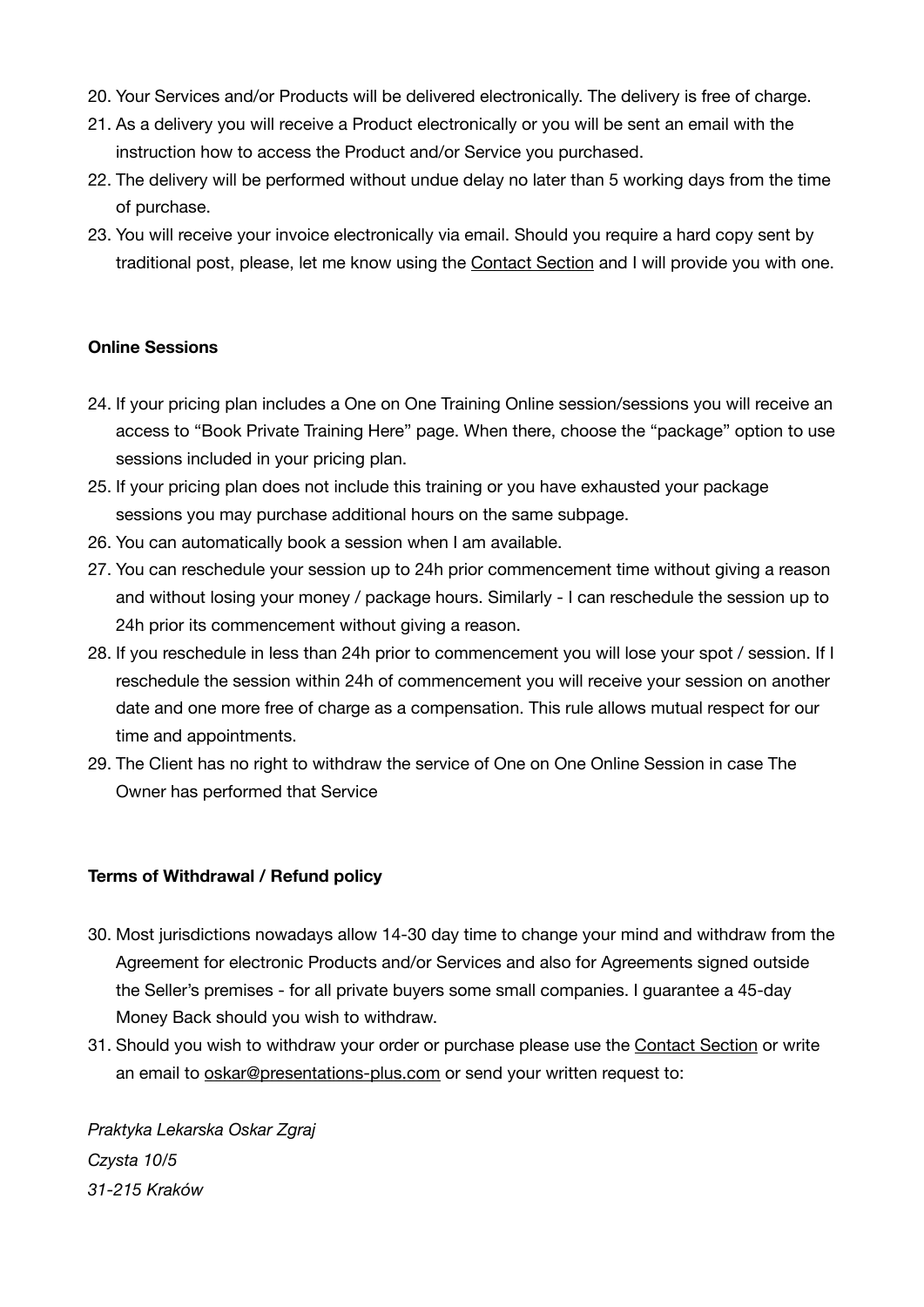20. Your Services and/or Products will be delivered electronically. The delivery is free of charge.
21. As a delivery you will receive a Product electronically or you will be sent an email with the instruction how to access the Product and/or Service you purchased.
22. The delivery will be performed without undue delay no later than 5 working days from the time of purchase.
23. You will receive your invoice electronically via email. Should you require a hard copy sent by traditional post, please, let me know using the Contact Section and I will provide you with one.

**Online Sessions**

24. If your pricing plan includes a One on One Training Online session/sessions you will receive an access to "Book Private Training Here" page. When there, choose the "package" option to use sessions included in your pricing plan.
25. If your pricing plan does not include this training or you have exhausted your package sessions you may purchase additional hours on the same subpage.
26. You can automatically book a session when I am available.
27. You can reschedule your session up to 24h prior commencement time without giving a reason and without losing your money / package hours. Similarly - I can reschedule the session up to 24h prior its commencement without giving a reason.
28. If you reschedule in less than 24h prior to commencement you will lose your spot / session. If I reschedule the session within 24h of commencement you will receive your session on another date and one more free of charge as a compensation. This rule allows mutual respect for our time and appointments.
29. The Client has no right to withdraw the service of One on One Online Session in case The Owner has performed that Service

**Terms of Withdrawal / Refund policy**

30. Most jurisdictions nowadays allow 14-30 day time to change your mind and withdraw from the Agreement for electronic Products and/or Services and also for Agreements signed outside the Seller's premises - for all private buyers some small companies. I guarantee a 45-day Money Back should you wish to withdraw.
31. Should you wish to withdraw your order or purchase please use the Contact Section or write an email to oskar@presentations-plus.com or send your written request to:

*Praktyka Lekarska Oskar Zgraj*
*Czysta 10/5*
*31-215 Kraków*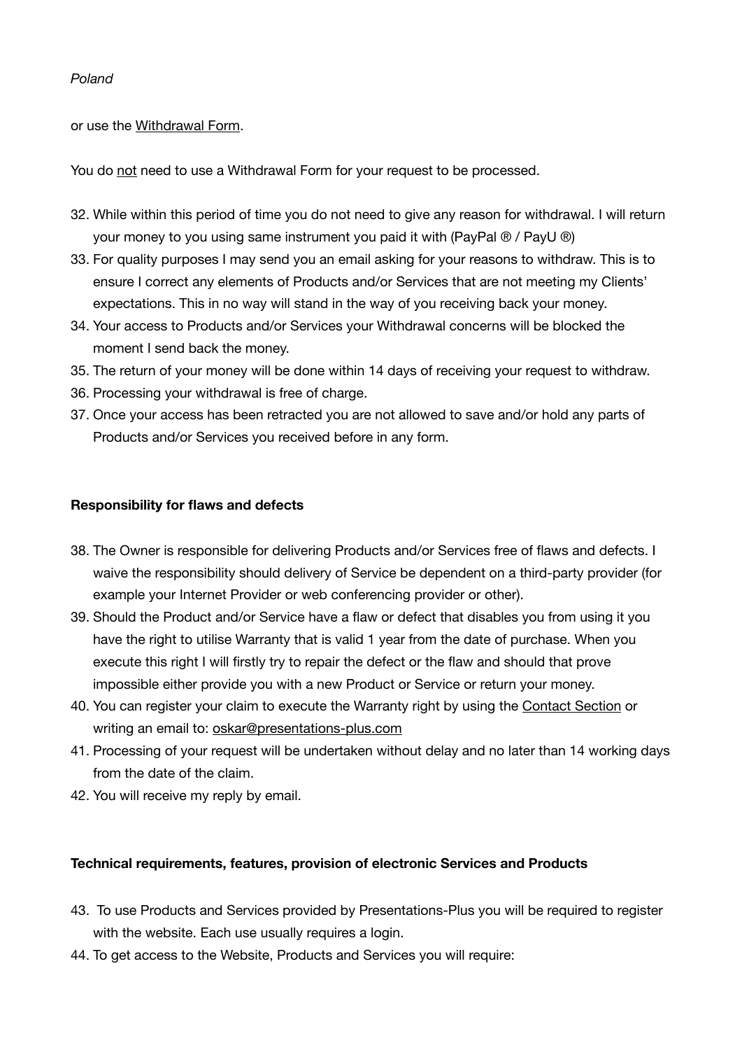*Poland*

or use the Withdrawal Form.

You do not need to use a Withdrawal Form for your request to be processed.

32. While within this period of time you do not need to give any reason for withdrawal. I will return your money to you using same instrument you paid it with (PayPal ® / PayU ®)
33. For quality purposes I may send you an email asking for your reasons to withdraw. This is to ensure I correct any elements of Products and/or Services that are not meeting my Clients' expectations. This in no way will stand in the way of you receiving back your money.
34. Your access to Products and/or Services your Withdrawal concerns will be blocked the moment I send back the money.
35. The return of your money will be done within 14 days of receiving your request to withdraw.
36. Processing your withdrawal is free of charge.
37. Once your access has been retracted you are not allowed to save and/or hold any parts of Products and/or Services you received before in any form.

**Responsibility for flaws and defects**

38. The Owner is responsible for delivering Products and/or Services free of flaws and defects. I waive the responsibility should delivery of Service be dependent on a third-party provider (for example your Internet Provider or web conferencing provider or other).
39. Should the Product and/or Service have a flaw or defect that disables you from using it you have the right to utilise Warranty that is valid 1 year from the date of purchase. When you execute this right I will firstly try to repair the defect or the flaw and should that prove impossible either provide you with a new Product or Service or return your money.
40. You can register your claim to execute the Warranty right by using the Contact Section or writing an email to: oskar@presentations-plus.com
41. Processing of your request will be undertaken without delay and no later than 14 working days from the date of the claim.
42. You will receive my reply by email.

**Technical requirements, features, provision of electronic Services and Products**

43. To use Products and Services provided by Presentations-Plus you will be required to register with the website. Each use usually requires a login.
44. To get access to the Website, Products and Services you will require: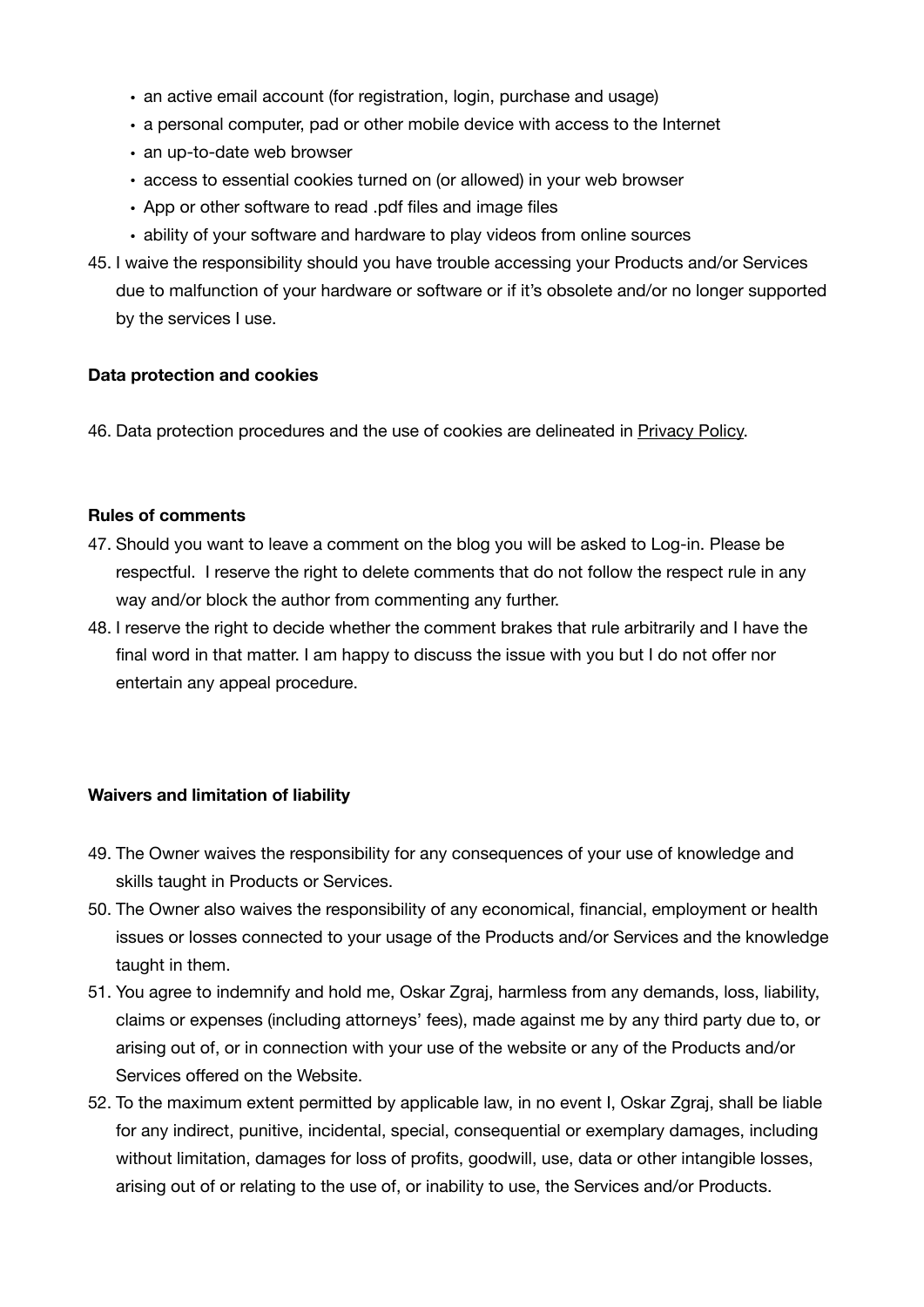- an active email account (for registration, login, purchase and usage)
- a personal computer, pad or other mobile device with access to the Internet
- an up-to-date web browser
- access to essential cookies turned on (or allowed) in your web browser
- App or other software to read .pdf files and image files
- ability of your software and hardware to play videos from online sources

45. I waive the responsibility should you have trouble accessing your Products and/or Services due to malfunction of your hardware or software or if it's obsolete and/or no longer supported by the services I use.

**Data protection and cookies**

46. Data protection procedures and the use of cookies are delineated in Privacy Policy.

**Rules of comments**

47. Should you want to leave a comment on the blog you will be asked to Log-in. Please be respectful. I reserve the right to delete comments that do not follow the respect rule in any way and/or block the author from commenting any further.
48. I reserve the right to decide whether the comment brakes that rule arbitrarily and I have the final word in that matter. I am happy to discuss the issue with you but I do not offer nor entertain any appeal procedure.

**Waivers and limitation of liability**

49. The Owner waives the responsibility for any consequences of your use of knowledge and skills taught in Products or Services.
50. The Owner also waives the responsibility of any economical, financial, employment or health issues or losses connected to your usage of the Products and/or Services and the knowledge taught in them.
51. You agree to indemnify and hold me, Oskar Zgraj, harmless from any demands, loss, liability, claims or expenses (including attorneys' fees), made against me by any third party due to, or arising out of, or in connection with your use of the website or any of the Products and/or Services offered on the Website.
52. To the maximum extent permitted by applicable law, in no event I, Oskar Zgraj, shall be liable for any indirect, punitive, incidental, special, consequential or exemplary damages, including without limitation, damages for loss of profits, goodwill, use, data or other intangible losses, arising out of or relating to the use of, or inability to use, the Services and/or Products.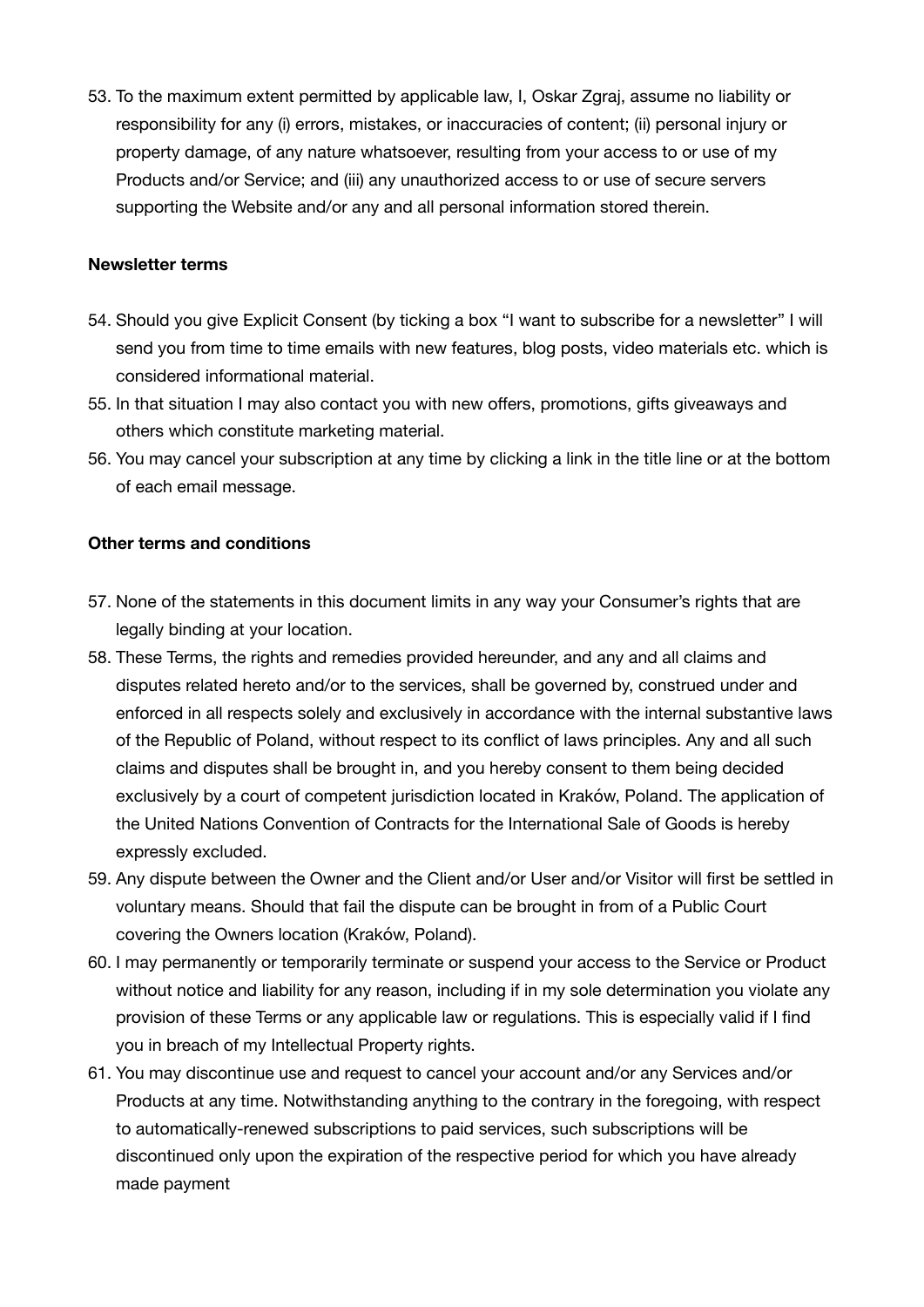53. To the maximum extent permitted by applicable law, I, Oskar Zgraj, assume no liability or responsibility for any (i) errors, mistakes, or inaccuracies of content; (ii) personal injury or property damage, of any nature whatsoever, resulting from your access to or use of my Products and/or Service; and (iii) any unauthorized access to or use of secure servers supporting the Website and/or any and all personal information stored therein.

**Newsletter terms**

54. Should you give Explicit Consent (by ticking a box "I want to subscribe for a newsletter" I will send you from time to time emails with new features, blog posts, video materials etc. which is considered informational material.
55. In that situation I may also contact you with new offers, promotions, gifts giveaways and others which constitute marketing material.
56. You may cancel your subscription at any time by clicking a link in the title line or at the bottom of each email message.

**Other terms and conditions**

57. None of the statements in this document limits in any way your Consumer's rights that are legally binding at your location.
58. These Terms, the rights and remedies provided hereunder, and any and all claims and disputes related hereto and/or to the services, shall be governed by, construed under and enforced in all respects solely and exclusively in accordance with the internal substantive laws of the Republic of Poland, without respect to its conflict of laws principles. Any and all such claims and disputes shall be brought in, and you hereby consent to them being decided exclusively by a court of competent jurisdiction located in Kraków, Poland. The application of the United Nations Convention of Contracts for the International Sale of Goods is hereby expressly excluded.
59. Any dispute between the Owner and the Client and/or User and/or Visitor will first be settled in voluntary means. Should that fail the dispute can be brought in from of a Public Court covering the Owners location (Kraków, Poland).
60. I may permanently or temporarily terminate or suspend your access to the Service or Product without notice and liability for any reason, including if in my sole determination you violate any provision of these Terms or any applicable law or regulations. This is especially valid if I find you in breach of my Intellectual Property rights.
61. You may discontinue use and request to cancel your account and/or any Services and/or Products at any time. Notwithstanding anything to the contrary in the foregoing, with respect to automatically-renewed subscriptions to paid services, such subscriptions will be discontinued only upon the expiration of the respective period for which you have already made payment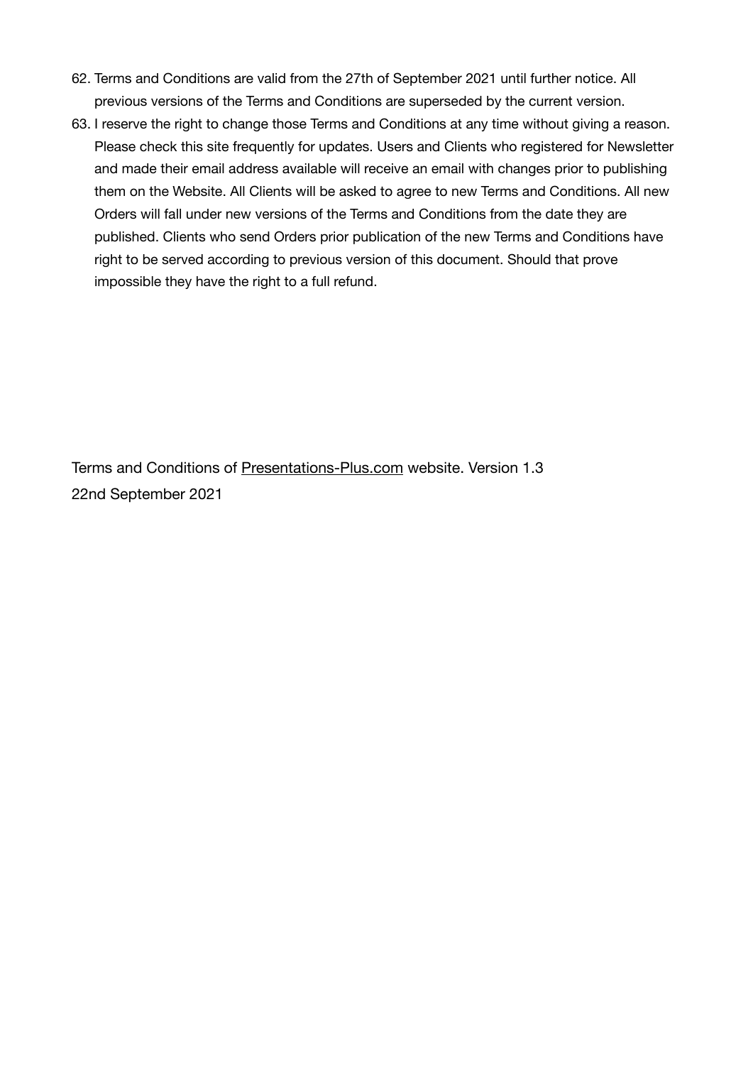62. Terms and Conditions are valid from the 27th of September 2021 until further notice. All previous versions of the Terms and Conditions are superseded by the current version.
63. I reserve the right to change those Terms and Conditions at any time without giving a reason. Please check this site frequently for updates. Users and Clients who registered for Newsletter and made their email address available will receive an email with changes prior to publishing them on the Website. All Clients will be asked to agree to new Terms and Conditions. All new Orders will fall under new versions of the Terms and Conditions from the date they are published. Clients who send Orders prior publication of the new Terms and Conditions have right to be served according to previous version of this document. Should that prove impossible they have the right to a full refund.

Terms and Conditions of Presentations-Plus.com website. Version 1.3
22nd September 2021